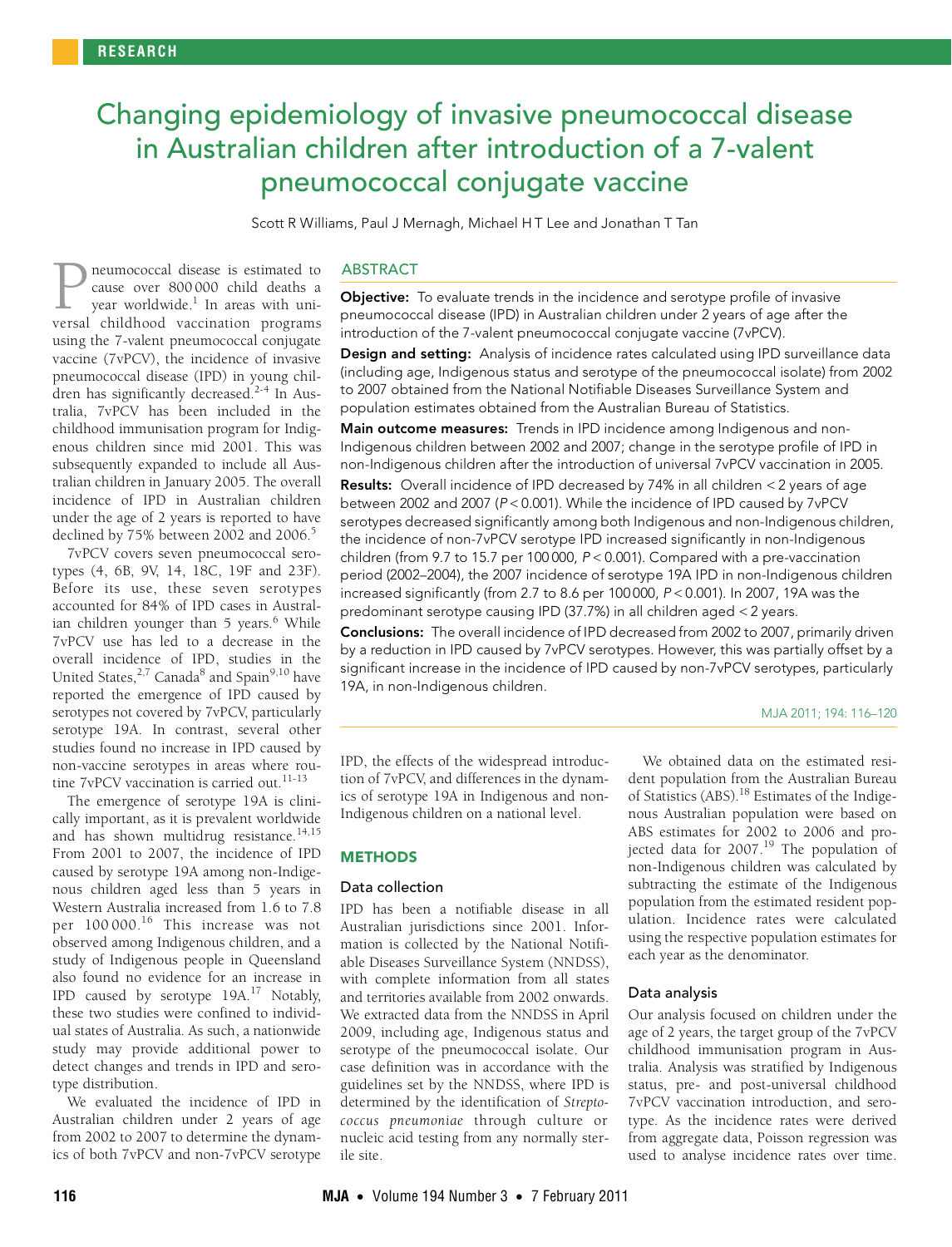# Changing epidemiology of invasive pneumococcal disease in Australian children after introduction of a 7-valent pneumococcal conjugate vaccine

Scott R Williams, Paul J Mernagh, Michael H T Lee and Jonathan T Tan

## ABSTRACT

**Objective:** To evaluate trends in the incidence and serotype profile of invasive pneumococcal disease (IPD) in Australian children under 2 years of age after the introduction of the 7-valent pneumococcal conjugate vaccine (7vPCV).

**Design and setting:** Analysis of incidence rates calculated using IPD surveillance data (including age, Indigenous status and serotype of the pneumococcal isolate) from 2002 to 2007 obtained from the National Notifiable Diseases Surveillance System and population estimates obtained from the Australian Bureau of Statistics.

**Main outcome measures:** Trends in IPD incidence among Indigenous and non-Indigenous children between 2002 and 2007; change in the serotype profile of IPD in non-Indigenous children after the introduction of universal 7vPCV vaccination in 2005.

**Results:** Overall incidence of IPD decreased by 74% in all children < 2 years of age between 2002 and 2007 ($P < 0.001$). While the incidence of IPD caused by 7vPCV serotypes decreased significantly among both Indigenous and non-Indigenous children, the incidence of non-7vPCV serotype IPD increased significantly in non-Indigenous children (from 9.7 to 15.7 per 100 000, $P < 0.001$). Compared with a pre-vaccination period (2002–2004), the 2007 incidence of serotype 19A IPD in non-Indigenous children increased significantly (from 2.7 to 8.6 per 100 000, $P < 0.001$). In 2007, 19A was the predominant serotype causing IPD (37.7%) in all children aged < 2 years.

**Conclusions:** The overall incidence of IPD decreased from 2002 to 2007, primarily driven by a reduction in IPD caused by 7vPCV serotypes. However, this was partially offset by a significant increase in the incidence of IPD caused by non-7vPCV serotypes, particularly 19A, in non-Indigenous children.

MJA 2011; 194: 116–120

Pneumococcal disease is estimated to cause over 800 000 child deaths a year worldwide.[1] In areas with universal childhood vaccination programs using the 7-valent pneumococcal conjugate vaccine (7vPCV), the incidence of invasive pneumococcal disease (IPD) in young children has significantly decreased.[2-4] In Australia, 7vPCV has been included in the childhood immunisation program for Indigenous children since mid 2001. This was subsequently expanded to include all Australian children in January 2005. The overall incidence of IPD in Australian children under the age of 2 years is reported to have declined by 75% between 2002 and 2006.[5]

7vPCV covers seven pneumococcal serotypes (4, 6B, 9V, 14, 18C, 19F and 23F). Before its use, these seven serotypes accounted for 84% of IPD cases in Australian children younger than 5 years.[6] While 7vPCV use has led to a decrease in the overall incidence of IPD, studies in the United States,[2,7] Canada[8] and Spain[9,10] have reported the emergence of IPD caused by serotypes not covered by 7vPCV, particularly serotype 19A. In contrast, several other studies found no increase in IPD caused by non-vaccine serotypes in areas where routine 7vPCV vaccination is carried out.[11-13]

The emergence of serotype 19A is clinically important, as it is prevalent worldwide and has shown multidrug resistance.[14,15] From 2001 to 2007, the incidence of IPD caused by serotype 19A among non-Indigenous children aged less than 5 years in Western Australia increased from 1.6 to 7.8 per 100 000.[16] This increase was not observed among Indigenous children, and a study of Indigenous people in Queensland also found no evidence for an increase in IPD caused by serotype 19A.[17] Notably, these two studies were confined to individual states of Australia. As such, a nationwide study may provide additional power to detect changes and trends in IPD and serotype distribution.

We evaluated the incidence of IPD in Australian children under 2 years of age from 2002 to 2007 to determine the dynamics of both 7vPCV and non-7vPCV serotype IPD, the effects of the widespread introduction of 7vPCV, and differences in the dynamics of serotype 19A in Indigenous and non-Indigenous children on a national level.

## METHODS

### Data collection

IPD has been a notifiable disease in all Australian jurisdictions since 2001. Information is collected by the National Notifiable Diseases Surveillance System (NNDSS), with complete information from all states and territories available from 2002 onwards. We extracted data from the NNDSS in April 2009, including age, Indigenous status and serotype of the pneumococcal isolate. Our case definition was in accordance with the guidelines set by the NNDSS, where IPD is determined by the identification of *Streptococcus pneumoniae* through culture or nucleic acid testing from any normally sterile site.

We obtained data on the estimated resident population from the Australian Bureau of Statistics (ABS).[18] Estimates of the Indigenous Australian population were based on ABS estimates for 2002 to 2006 and projected data for 2007.[19] The population of non-Indigenous children was calculated by subtracting the estimate of the Indigenous population from the estimated resident population. Incidence rates were calculated using the respective population estimates for each year as the denominator.

### Data analysis

Our analysis focused on children under the age of 2 years, the target group of the 7vPCV childhood immunisation program in Australia. Analysis was stratified by Indigenous status, pre- and post-universal childhood 7vPCV vaccination introduction, and serotype. As the incidence rates were derived from aggregate data, Poisson regression was used to analyse incidence rates over time.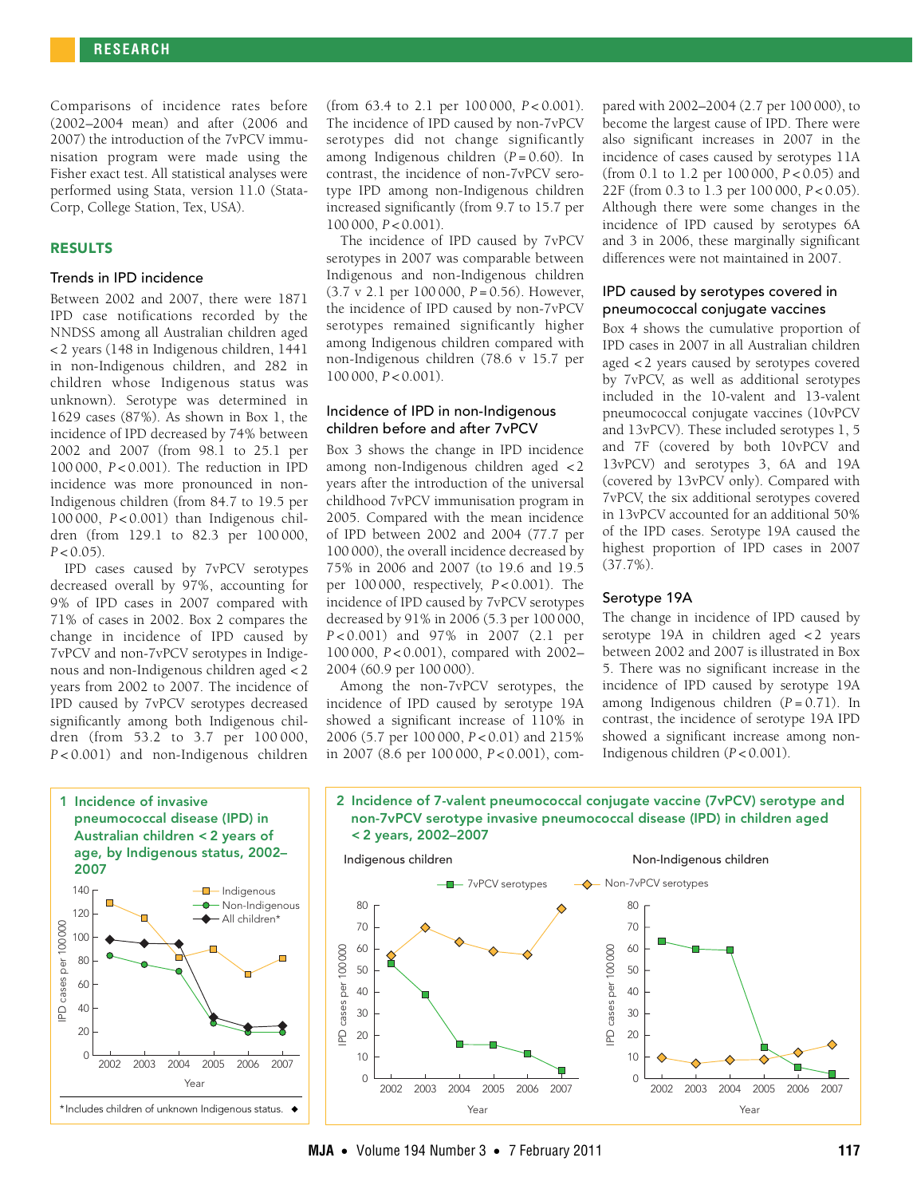Comparisons of incidence rates before (2002–2004 mean) and after (2006 and 2007) the introduction of the 7vPCV immunisation program were made using the Fisher exact test. All statistical analyses were performed using Stata, version 11.0 (StataCorp, College Station, Tex, USA).

## RESULTS

### Trends in IPD incidence

Between 2002 and 2007, there were 1871 IPD case notifications recorded by the NNDSS among all Australian children aged < 2 years (148 in Indigenous children, 1441 in non-Indigenous children, and 282 in children whose Indigenous status was unknown). Serotype was determined in 1629 cases (87%). As shown in Box 1, the incidence of IPD decreased by 74% between 2002 and 2007 (from 98.1 to 25.1 per 100 000, $P < 0.001$). The reduction in IPD incidence was more pronounced in non-Indigenous children (from 84.7 to 19.5 per 100 000, $P < 0.001$) than Indigenous children (from 129.1 to 82.3 per 100 000, $P < 0.05$).

IPD cases caused by 7vPCV serotypes decreased overall by 97%, accounting for 9% of IPD cases in 2007 compared with 71% of cases in 2002. Box 2 compares the change in incidence of IPD caused by 7vPCV and non-7vPCV serotypes in Indigenous and non-Indigenous children aged < 2 years from 2002 to 2007. The incidence of IPD caused by 7vPCV serotypes decreased significantly among both Indigenous children (from 53.2 to 3.7 per 100 000, $P < 0.001$) and non-Indigenous children (from 63.4 to 2.1 per 100 000, $P < 0.001$). The incidence of IPD caused by non-7vPCV serotypes did not change significantly among Indigenous children ($P = 0.60$). In contrast, the incidence of non-7vPCV serotype IPD among non-Indigenous children increased significantly (from 9.7 to 15.7 per 100 000, $P < 0.001$).

The incidence of IPD caused by 7vPCV serotypes in 2007 was comparable between Indigenous and non-Indigenous children (3.7 v 2.1 per 100 000, $P = 0.56$). However, the incidence of IPD caused by non-7vPCV serotypes remained significantly higher among Indigenous children compared with non-Indigenous children (78.6 v 15.7 per 100 000, $P < 0.001$).

### Incidence of IPD in non-Indigenous children before and after 7vPCV

Box 3 shows the change in IPD incidence among non-Indigenous children aged < 2 years after the introduction of the universal childhood 7vPCV immunisation program in 2005. Compared with the mean incidence of IPD between 2002 and 2004 (77.7 per 100 000), the overall incidence decreased by 75% in 2006 and 2007 (to 19.6 and 19.5 per 100 000, respectively, $P < 0.001$). The incidence of IPD caused by 7vPCV serotypes decreased by 91% in 2006 (5.3 per 100 000, $P < 0.001$) and 97% in 2007 (2.1 per 100 000, $P < 0.001$), compared with 2002–2004 (60.9 per 100 000).

Among the non-7vPCV serotypes, the incidence of IPD caused by serotype 19A showed a significant increase of 110% in 2006 (5.7 per 100 000, $P < 0.01$) and 215% in 2007 (8.6 per 100 000, $P < 0.001$), compared with 2002–2004 (2.7 per 100 000), to become the largest cause of IPD. There were also significant increases in 2007 in the incidence of cases caused by serotypes 11A (from 0.1 to 1.2 per 100 000, $P < 0.05$) and 22F (from 0.3 to 1.3 per 100 000, $P < 0.05$). Although there were some changes in the incidence of IPD caused by serotypes 6A and 3 in 2006, these marginally significant differences were not maintained in 2007.

### IPD caused by serotypes covered in pneumococcal conjugate vaccines

Box 4 shows the cumulative proportion of IPD cases in 2007 in all Australian children aged < 2 years caused by serotypes covered by 7vPCV, as well as additional serotypes included in the 10-valent and 13-valent pneumococcal conjugate vaccines (10vPCV and 13vPCV). These included serotypes 1, 5 and 7F (covered by both 10vPCV and 13vPCV) and serotypes 3, 6A and 19A (covered by 13vPCV only). Compared with 7vPCV, the six additional serotypes covered in 13vPCV accounted for an additional 50% of the IPD cases. Serotype 19A caused the highest proportion of IPD cases in 2007 (37.7%).

### Serotype 19A

The change in incidence of IPD caused by serotype 19A in children aged < 2 years between 2002 and 2007 is illustrated in Box 5. There was no significant increase in the incidence of IPD caused by serotype 19A among Indigenous children ($P = 0.71$). In contrast, the incidence of serotype 19A IPD showed a significant increase among non-Indigenous children ($P < 0.001$).

**1 Incidence of invasive pneumococcal disease (IPD) in Australian children < 2 years of age, by Indigenous status, 2002–2007**

| Year | Indigenous | Non-Indigenous | All children* |
|---|---|---|---|
| 2002 | 129 | 85 | 98 |
| 2003 | 116 | 77 | 95 |
| 2004 | 83 | 71 | 95 |
| 2005 | 90 | 27 | 32 |
| 2006 | 69 | 20 | 24 |
| 2007 | 82 | 20 | 25 |

IPD cases per 100 000 (approximate values read from graph)

\*Includes children of unknown Indigenous status.

**2 Incidence of 7-valent pneumococcal conjugate vaccine (7vPCV) serotype and non-7vPCV serotype invasive pneumococcal disease (IPD) in children aged < 2 years, 2002–2007**

Indigenous children

| Year | 7vPCV serotypes | Non-7vPCV serotypes |
|---|---|---|
| 2002 | 53 | 57 |
| 2003 | 39 | 70 |
| 2004 | 16 | 63 |
| 2005 | 16 | 59 |
| 2006 | 11 | 57 |
| 2007 | 4 | 79 |

Non-Indigenous children

| Year | 7vPCV serotypes | Non-7vPCV serotypes |
|---|---|---|
| 2002 | 63 | 10 |
| 2003 | 60 | 7 |
| 2004 | 59 | 9 |
| 2005 | 14 | 9 |
| 2006 | 5 | 12 |
| 2007 | 2 | 16 |

IPD cases per 100 000 (approximate values read from graph)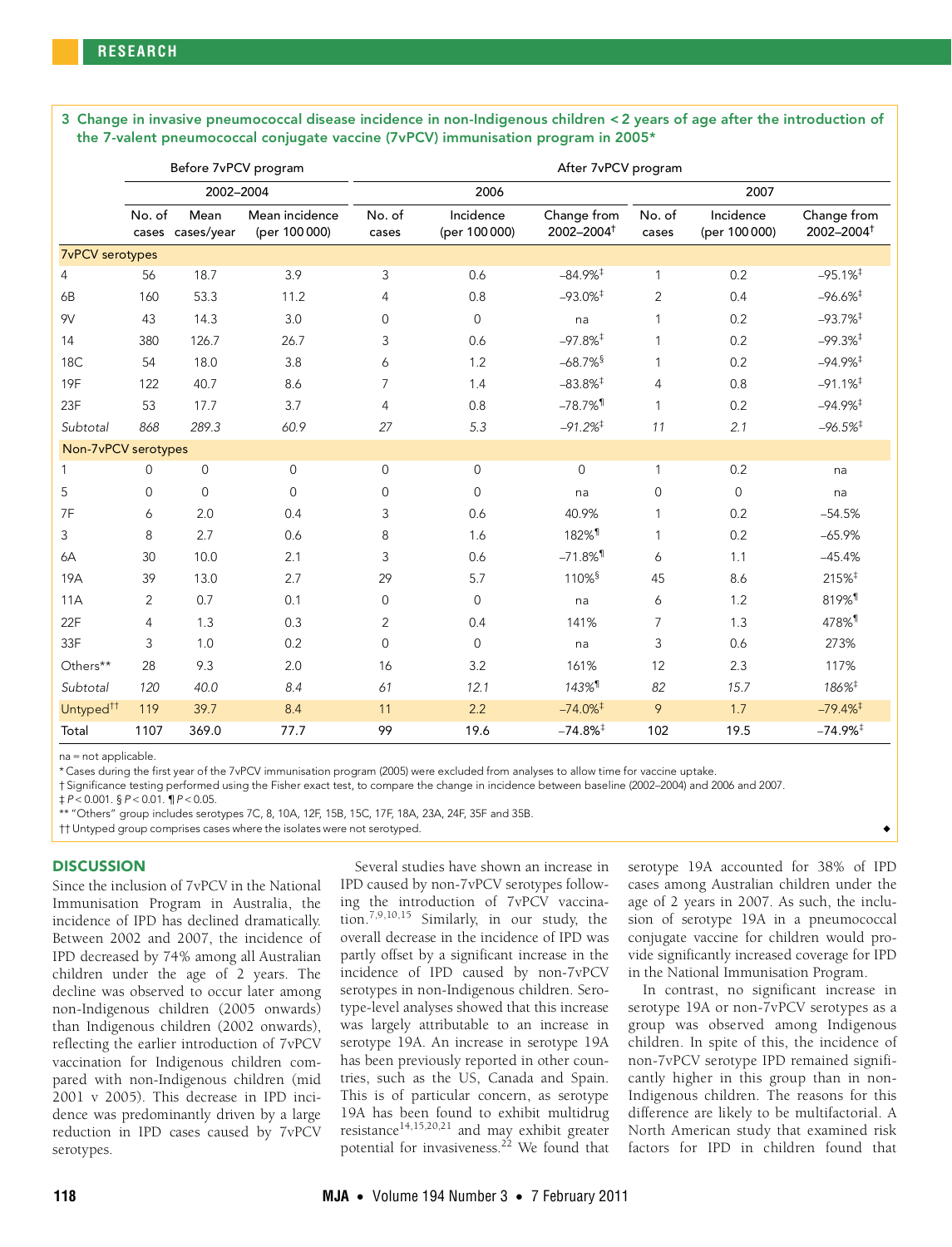**3 Change in invasive pneumococcal disease incidence in non-Indigenous children < 2 years of age after the introduction of the 7-valent pneumococcal conjugate vaccine (7vPCV) immunisation program in 2005***

| | Before 7vPCV program | | | After 7vPCV program | | | | | |
|---|---|---|---|---|---|---|---|---|---|
| | 2002–2004 | | | 2006 | | | 2007 | | |
| | No. of cases | Mean cases/year | Mean incidence (per 100 000) | No. of cases | Incidence (per 100 000) | Change from 2002–2004† | No. of cases | Incidence (per 100 000) | Change from 2002–2004† |
| *7vPCV serotypes* | | | | | | | | | |
| 4 | 56 | 18.7 | 3.9 | 3 | 0.6 | –84.9%‡ | 1 | 0.2 | –95.1%‡ |
| 6B | 160 | 53.3 | 11.2 | 4 | 0.8 | –93.0%‡ | 2 | 0.4 | –96.6%‡ |
| 9V | 43 | 14.3 | 3.0 | 0 | 0 | na | 1 | 0.2 | –93.7%‡ |
| 14 | 380 | 126.7 | 26.7 | 3 | 0.6 | –97.8%‡ | 1 | 0.2 | –99.3%‡ |
| 18C | 54 | 18.0 | 3.8 | 6 | 1.2 | –68.7%§ | 1 | 0.2 | –94.9%‡ |
| 19F | 122 | 40.7 | 8.6 | 7 | 1.4 | –83.8%‡ | 4 | 0.8 | –91.1%‡ |
| 23F | 53 | 17.7 | 3.7 | 4 | 0.8 | –78.7%¶ | 1 | 0.2 | –94.9%‡ |
| *Subtotal* | *868* | *289.3* | *60.9* | *27* | *5.3* | *–91.2%‡* | *11* | *2.1* | *–96.5%‡* |
| *Non-7vPCV serotypes* | | | | | | | | | |
| 1 | 0 | 0 | 0 | 0 | 0 | 0 | 1 | 0.2 | na |
| 5 | 0 | 0 | 0 | 0 | 0 | na | 0 | 0 | na |
| 7F | 6 | 2.0 | 0.4 | 3 | 0.6 | 40.9% | 1 | 0.2 | –54.5% |
| 3 | 8 | 2.7 | 0.6 | 8 | 1.6 | 182%¶ | 1 | 0.2 | –65.9% |
| 6A | 30 | 10.0 | 2.1 | 3 | 0.6 | –71.8%¶ | 6 | 1.1 | –45.4% |
| 19A | 39 | 13.0 | 2.7 | 29 | 5.7 | 110%§ | 45 | 8.6 | 215%‡ |
| 11A | 2 | 0.7 | 0.1 | 0 | 0 | na | 6 | 1.2 | 819%¶ |
| 22F | 4 | 1.3 | 0.3 | 2 | 0.4 | 141% | 7 | 1.3 | 478%¶ |
| 33F | 3 | 1.0 | 0.2 | 0 | 0 | na | 3 | 0.6 | 273% |
| Others** | 28 | 9.3 | 2.0 | 16 | 3.2 | 161% | 12 | 2.3 | 117% |
| *Subtotal* | *120* | *40.0* | *8.4* | *61* | *12.1* | *143%¶* | *82* | *15.7* | *186%‡* |
| Untyped†† | 119 | 39.7 | 8.4 | 11 | 2.2 | –74.0%‡ | 9 | 1.7 | –79.4%‡ |
| Total | 1107 | 369.0 | 77.7 | 99 | 19.6 | –74.8%‡ | 102 | 19.5 | –74.9%‡ |

na = not applicable.
* Cases during the first year of the 7vPCV immunisation program (2005) were excluded from analyses to allow time for vaccine uptake.
† Significance testing performed using the Fisher exact test, to compare the change in incidence between baseline (2002–2004) and 2006 and 2007.
‡ $P < 0.001$. § $P < 0.01$. ¶ $P < 0.05$.
** "Others" group includes serotypes 7C, 8, 10A, 12F, 15B, 15C, 17F, 18A, 23A, 24F, 35F and 35B.
†† Untyped group comprises cases where the isolates were not serotyped.

## DISCUSSION

Since the inclusion of 7vPCV in the National Immunisation Program in Australia, the incidence of IPD has declined dramatically. Between 2002 and 2007, the incidence of IPD decreased by 74% among all Australian children under the age of 2 years. The decline was observed to occur later among non-Indigenous children (2005 onwards) than Indigenous children (2002 onwards), reflecting the earlier introduction of 7vPCV vaccination for Indigenous children compared with non-Indigenous children (mid 2001 v 2005). This decrease in IPD incidence was predominantly driven by a large reduction in IPD cases caused by 7vPCV serotypes.

Several studies have shown an increase in IPD caused by non-7vPCV serotypes following the introduction of 7vPCV vaccination.[7,9,10,15] Similarly, in our study, the overall decrease in the incidence of IPD was partly offset by a significant increase in the incidence of IPD caused by non-7vPCV serotypes in non-Indigenous children. Serotype-level analyses showed that this increase was largely attributable to an increase in serotype 19A. An increase in serotype 19A has been previously reported in other countries, such as the US, Canada and Spain. This is of particular concern, as serotype 19A has been found to exhibit multidrug resistance[14,15,20,21] and may exhibit greater potential for invasiveness.[22] We found that serotype 19A accounted for 38% of IPD cases among Australian children under the age of 2 years in 2007. As such, the inclusion of serotype 19A in a pneumococcal conjugate vaccine for children would provide significantly increased coverage for IPD in the National Immunisation Program.

In contrast, no significant increase in serotype 19A or non-7vPCV serotypes as a group was observed among Indigenous children. In spite of this, the incidence of non-7vPCV serotype IPD remained significantly higher in this group than in non-Indigenous children. The reasons for this difference are likely to be multifactorial. A North American study that examined risk factors for IPD in children found that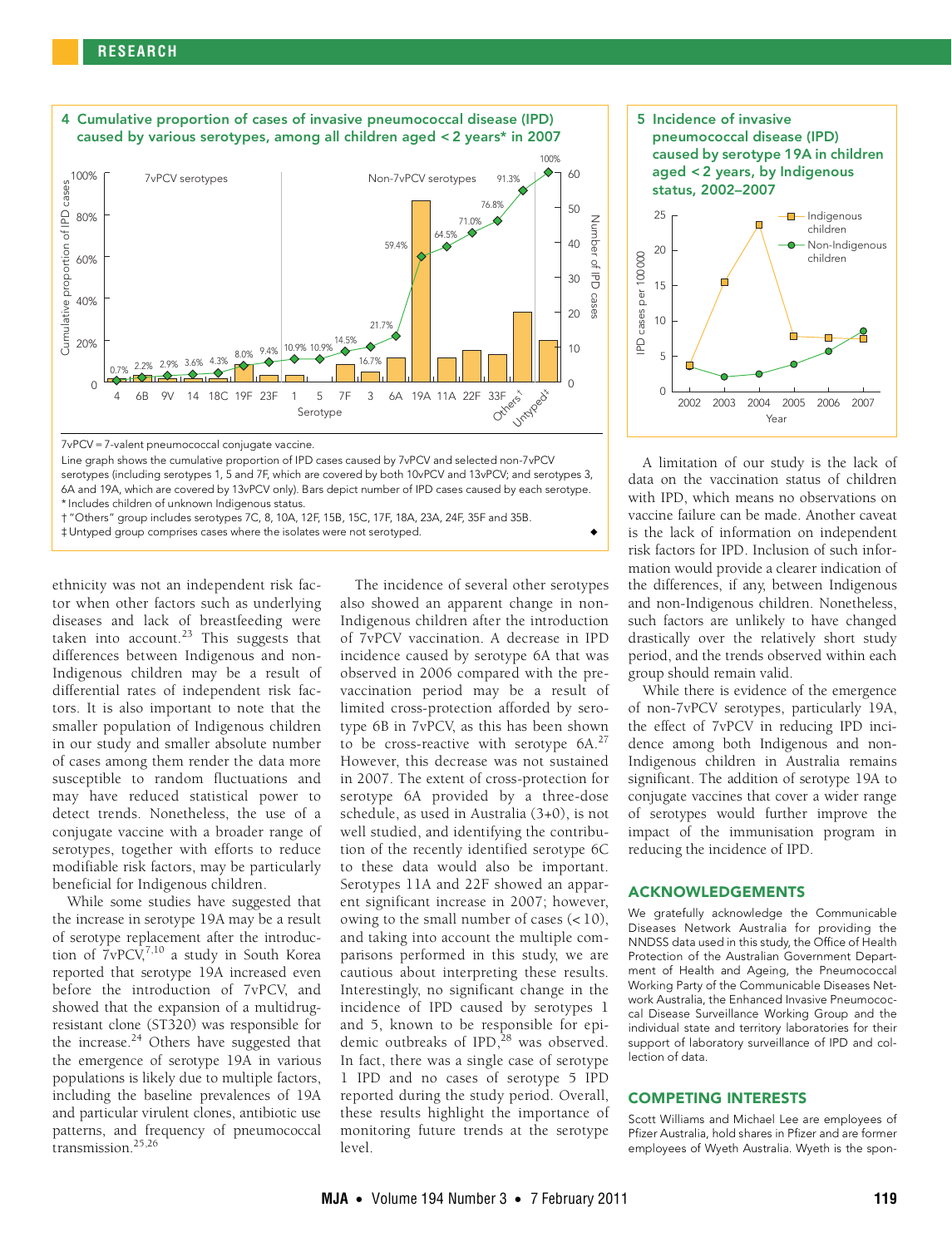**4 Cumulative proportion of cases of invasive pneumococcal disease (IPD) caused by various serotypes, among all children aged < 2 years* in 2007**

7vPCV = 7-valent pneumococcal conjugate vaccine.

Line graph shows the cumulative proportion of IPD cases caused by 7vPCV and selected non-7vPCV serotypes (including serotypes 1, 5 and 7F, which are covered by both 10vPCV and 13vPCV; and serotypes 3, 6A and 19A, which are covered by 13vPCV only). Bars depict number of IPD cases caused by each serotype.

\* Includes children of unknown Indigenous status.

† "Others" group includes serotypes 7C, 8, 10A, 12F, 15B, 15C, 17F, 18A, 23A, 24F, 35F and 35B.

‡ Untyped group comprises cases where the isolates were not serotyped.

**5 Incidence of invasive pneumococcal disease (IPD) caused by serotype 19A in children aged < 2 years, by Indigenous status, 2002–2007**

ethnicity was not an independent risk factor when other factors such as underlying diseases and lack of breastfeeding were taken into account.[23] This suggests that differences between Indigenous and non-Indigenous children may be a result of differential rates of independent risk factors. It is also important to note that the smaller population of Indigenous children in our study and smaller absolute number of cases among them render the data more susceptible to random fluctuations and may have reduced statistical power to detect trends. Nonetheless, the use of a conjugate vaccine with a broader range of serotypes, together with efforts to reduce modifiable risk factors, may be particularly beneficial for Indigenous children.

While some studies have suggested that the increase in serotype 19A may be a result of serotype replacement after the introduction of 7vPCV,[7,10] a study in South Korea reported that serotype 19A increased even before the introduction of 7vPCV, and showed that the expansion of a multidrug-resistant clone (ST320) was responsible for the increase.[24] Others have suggested that the emergence of serotype 19A in various populations is likely due to multiple factors, including the baseline prevalences of 19A and particular virulent clones, antibiotic use patterns, and frequency of pneumococcal transmission.[25,26]

The incidence of several other serotypes also showed an apparent change in non-Indigenous children after the introduction of 7vPCV vaccination. A decrease in IPD incidence caused by serotype 6A that was observed in 2006 compared with the pre-vaccination period may be a result of limited cross-protection afforded by serotype 6B in 7vPCV, as this has been shown to be cross-reactive with serotype 6A.[27] However, this decrease was not sustained in 2007. The extent of cross-protection for serotype 6A provided by a three-dose schedule, as used in Australia (3+0), is not well studied, and identifying the contribution of the recently identified serotype 6C to these data would also be important. Serotypes 11A and 22F showed an apparent significant increase in 2007; however, owing to the small number of cases (< 10), and taking into account the multiple comparisons performed in this study, we are cautious about interpreting these results. Interestingly, no significant change in the incidence of IPD caused by serotypes 1 and 5, known to be responsible for epidemic outbreaks of IPD,[28] was observed. In fact, there was a single case of serotype 1 IPD and no cases of serotype 5 IPD reported during the study period. Overall, these results highlight the importance of monitoring future trends at the serotype level.

A limitation of our study is the lack of data on the vaccination status of children with IPD, which means no observations on vaccine failure can be made. Another caveat is the lack of information on independent risk factors for IPD. Inclusion of such information would provide a clearer indication of the differences, if any, between Indigenous and non-Indigenous children. Nonetheless, such factors are unlikely to have changed drastically over the relatively short study period, and the trends observed within each group should remain valid.

While there is evidence of the emergence of non-7vPCV serotypes, particularly 19A, the effect of 7vPCV in reducing IPD incidence among both Indigenous and non-Indigenous children in Australia remains significant. The addition of serotype 19A to conjugate vaccines that cover a wider range of serotypes would further improve the impact of the immunisation program in reducing the incidence of IPD.

## ACKNOWLEDGEMENTS

We gratefully acknowledge the Communicable Diseases Network Australia for providing the NNDSS data used in this study, the Office of Health Protection of the Australian Government Department of Health and Ageing, the Pneumococcal Working Party of the Communicable Diseases Network Australia, the Enhanced Invasive Pneumococcal Disease Surveillance Working Group and the individual state and territory laboratories for their support of laboratory surveillance of IPD and collection of data.

## COMPETING INTERESTS

Scott Williams and Michael Lee are employees of Pfizer Australia, hold shares in Pfizer and are former employees of Wyeth Australia. Wyeth is the spon-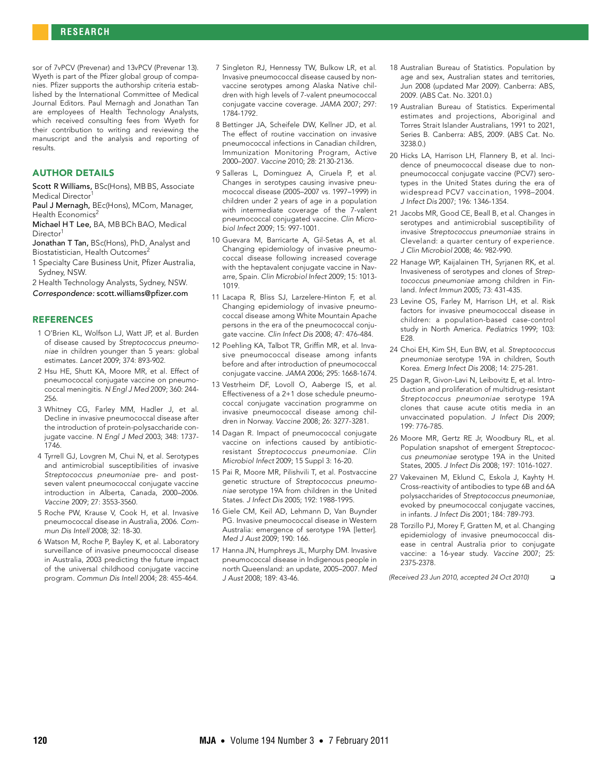sor of 7vPCV (Prevenar) and 13vPCV (Prevenar 13). Wyeth is part of the Pfizer global group of companies. Pfizer supports the authorship criteria established by the International Committee of Medical Journal Editors. Paul Mernagh and Jonathan Tan are employees of Health Technology Analysts, which received consulting fees from Wyeth for their contribution to writing and reviewing the manuscript and the analysis and reporting of results.

## AUTHOR DETAILS

**Scott R Williams,** BSc(Hons), MB BS, Associate Medical Director[1]

**Paul J Mernagh,** BEc(Hons), MCom, Manager, Health Economics[2]

**Michael H T Lee,** BA, MB BCh BAO, Medical Director[1]

**Jonathan T Tan,** BSc(Hons), PhD, Analyst and Biostatistician, Health Outcomes[2]

1 Specialty Care Business Unit, Pfizer Australia, Sydney, NSW.

2 Health Technology Analysts, Sydney, NSW.

*Correspondence:* scott.williams@pfizer.com

## REFERENCES

1 O'Brien KL, Wolfson LJ, Watt JP, et al. Burden of disease caused by *Streptococcus pneumoniae* in children younger than 5 years: global estimates. *Lancet* 2009; 374: 893-902.

2 Hsu HE, Shutt KA, Moore MR, et al. Effect of pneumococcal conjugate vaccine on pneumococcal meningitis. *N Engl J Med* 2009; 360: 244-256.

3 Whitney CG, Farley MM, Hadler J, et al. Decline in invasive pneumococcal disease after the introduction of protein-polysaccharide conjugate vaccine. *N Engl J Med* 2003; 348: 1737-1746.

4 Tyrrell GJ, Lovgren M, Chui N, et al. Serotypes and antimicrobial susceptibilities of invasive *Streptococcus pneumoniae* pre- and post-seven valent pneumococcal conjugate vaccine introduction in Alberta, Canada, 2000–2006. *Vaccine* 2009; 27: 3553-3560.

5 Roche PW, Krause V, Cook H, et al. Invasive pneumococcal disease in Australia, 2006. *Commun Dis Intell* 2008; 32: 18-30.

6 Watson M, Roche P, Bayley K, et al. Laboratory surveillance of invasive pneumococcal disease in Australia, 2003 predicting the future impact of the universal childhood conjugate vaccine program. *Commun Dis Intell* 2004; 28: 455-464.

7 Singleton RJ, Hennessy TW, Bulkow LR, et al. Invasive pneumococcal disease caused by nonvaccine serotypes among Alaska Native children with high levels of 7-valent pneumococcal conjugate vaccine coverage. *JAMA* 2007; 297: 1784-1792.

8 Bettinger JA, Scheifele DW, Kellner JD, et al. The effect of routine vaccination on invasive pneumococcal infections in Canadian children, Immunization Monitoring Program, Active 2000–2007. *Vaccine* 2010; 28: 2130-2136.

9 Salleras L, Dominguez A, Ciruela P, et al. Changes in serotypes causing invasive pneumococcal disease (2005–2007 vs. 1997–1999) in children under 2 years of age in a population with intermediate coverage of the 7-valent pneumococcal conjugated vaccine. *Clin Microbiol Infect* 2009; 15: 997-1001.

10 Guevara M, Barricarte A, Gil-Setas A, et al. Changing epidemiology of invasive pneumococcal disease following increased coverage with the heptavalent conjugate vaccine in Navarre, Spain. *Clin Microbiol Infect* 2009; 15: 1013-1019.

11 Lacapa R, Bliss SJ, Larzelere-Hinton F, et al. Changing epidemiology of invasive pneumococcal disease among White Mountain Apache persons in the era of the pneumococcal conjugate vaccine. *Clin Infect Dis* 2008; 47: 476-484.

12 Poehling KA, Talbot TR, Griffin MR, et al. Invasive pneumococcal disease among infants before and after introduction of pneumococcal conjugate vaccine. *JAMA* 2006; 295: 1668-1674.

13 Vestrheim DF, Lovoll O, Aaberge IS, et al. Effectiveness of a 2+1 dose schedule pneumococcal conjugate vaccination programme on invasive pneumococcal disease among children in Norway. *Vaccine* 2008; 26: 3277-3281.

14 Dagan R. Impact of pneumococcal conjugate vaccine on infections caused by antibiotic-resistant *Streptococcus pneumoniae*. *Clin Microbiol Infect* 2009; 15 Suppl 3: 16-20.

15 Pai R, Moore MR, Pilishvili T, et al. Postvaccine genetic structure of *Streptococcus pneumoniae* serotype 19A from children in the United States. *J Infect Dis* 2005; 192: 1988-1995.

16 Giele CM, Keil AD, Lehmann D, Van Buynder PG. Invasive pneumococcal disease in Western Australia: emergence of serotype 19A [letter]. *Med J Aust* 2009; 190: 166.

17 Hanna JN, Humphreys JL, Murphy DM. Invasive pneumococcal disease in Indigenous people in north Queensland: an update, 2005–2007. *Med J Aust* 2008; 189: 43-46.

18 Australian Bureau of Statistics. Population by age and sex, Australian states and territories, Jun 2008 (updated Mar 2009). Canberra: ABS, 2009. (ABS Cat. No. 3201.0.)

19 Australian Bureau of Statistics. Experimental estimates and projections, Aboriginal and Torres Strait Islander Australians, 1991 to 2021, Series B. Canberra: ABS, 2009. (ABS Cat. No. 3238.0.)

20 Hicks LA, Harrison LH, Flannery B, et al. Incidence of pneumococcal disease due to non-pneumococcal conjugate vaccine (PCV7) serotypes in the United States during the era of widespread PCV7 vaccination, 1998–2004. *J Infect Dis* 2007; 196: 1346-1354.

21 Jacobs MR, Good CE, Beall B, et al. Changes in serotypes and antimicrobial susceptibility of invasive *Streptococcus pneumoniae* strains in Cleveland: a quarter century of experience. *J Clin Microbiol* 2008; 46: 982-990.

22 Hanage WP, Kaijalainen TH, Syrjanen RK, et al. Invasiveness of serotypes and clones of *Streptococcus pneumoniae* among children in Finland. *Infect Immun* 2005; 73: 431-435.

23 Levine OS, Farley M, Harrison LH, et al. Risk factors for invasive pneumococcal disease in children: a population-based case-control study in North America. *Pediatrics* 1999; 103: E28.

24 Choi EH, Kim SH, Eun BW, et al. *Streptococcus pneumoniae* serotype 19A in children, South Korea. *Emerg Infect Dis* 2008; 14: 275-281.

25 Dagan R, Givon-Lavi N, Leibovitz E, et al. Introduction and proliferation of multidrug-resistant *Streptococcus pneumoniae* serotype 19A clones that cause acute otitis media in an unvaccinated population. *J Infect Dis* 2009; 199: 776-785.

26 Moore MR, Gertz RE Jr, Woodbury RL, et al. Population snapshot of emergent *Streptococcus pneumoniae* serotype 19A in the United States, 2005. *J Infect Dis* 2008; 197: 1016-1027.

27 Vakevainen M, Eklund C, Eskola J, Kayhty H. Cross-reactivity of antibodies to type 6B and 6A polysaccharides of *Streptococcus pneumoniae*, evoked by pneumococcal conjugate vaccines, in infants. *J Infect Dis* 2001; 184: 789-793.

28 Torzillo PJ, Morey F, Gratten M, et al. Changing epidemiology of invasive pneumococcal disease in central Australia prior to conjugate vaccine: a 16-year study. *Vaccine* 2007; 25: 2375-2378.

*(Received 23 Jun 2010, accepted 24 Oct 2010)*